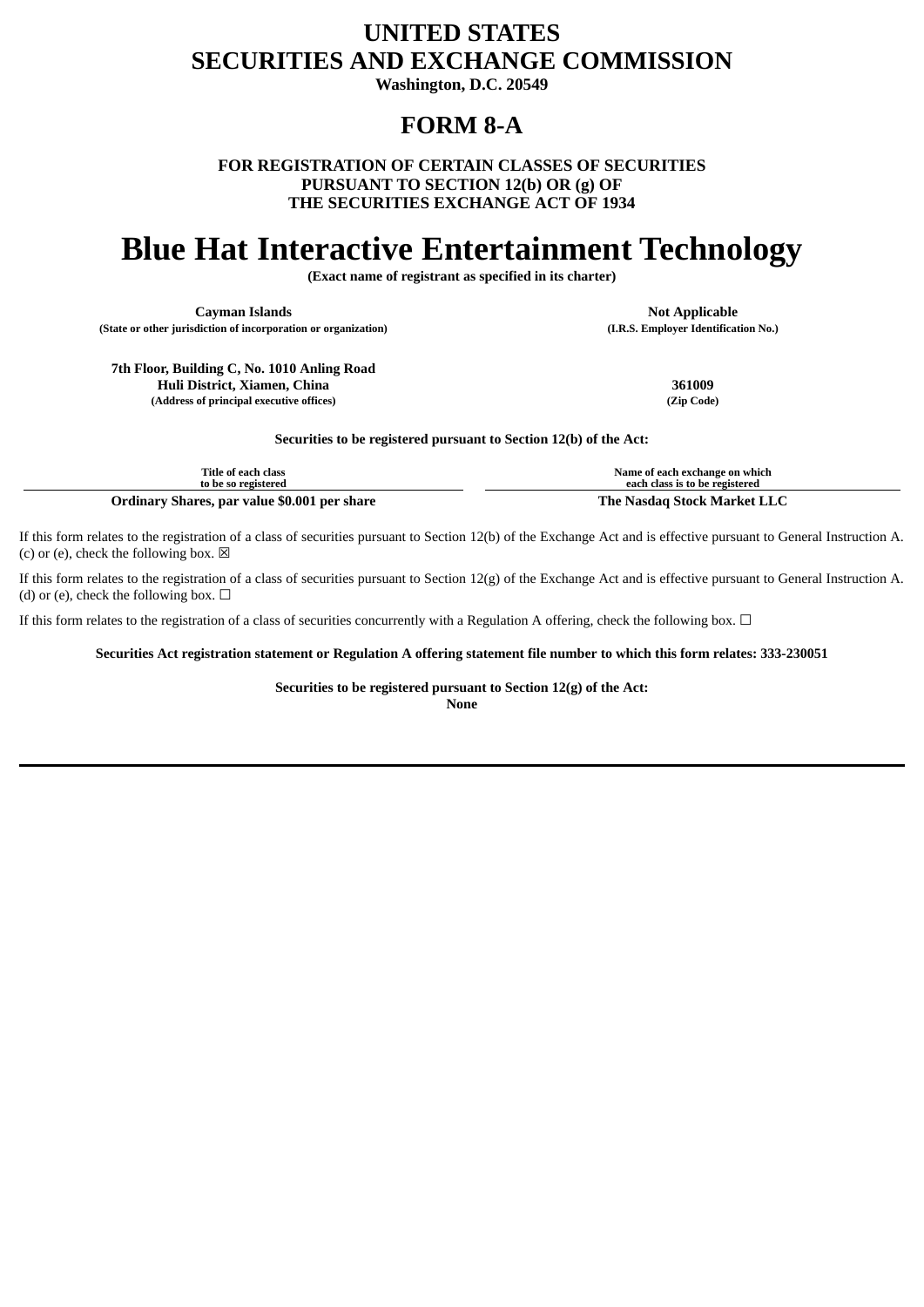# UNITED STATES
# SECURITIES AND EXCHANGE COMMISSION

**Washington, D.C. 20549**

# FORM 8-A

**FOR REGISTRATION OF CERTAIN CLASSES OF SECURITIES PURSUANT TO SECTION 12(b) OR (g) OF THE SECURITIES EXCHANGE ACT OF 1934**

# Blue Hat Interactive Entertainment Technology

**(Exact name of registrant as specified in its charter)**

| **Cayman Islands** | **Not Applicable** |
|---|---|
| **(State or other jurisdiction of incorporation or organization)** | **(I.R.S. Employer Identification No.)** |

| **7th Floor, Building C, No. 1010 Anling Road Huli District, Xiamen, China** | **361009** |
|---|---|
| **(Address of principal executive offices)** | **(Zip Code)** |

**Securities to be registered pursuant to Section 12(b) of the Act:**

| Title of each class to be so registered | Name of each exchange on which each class is to be registered |
|---|---|
| **Ordinary Shares, par value $0.001 per share** | **The Nasdaq Stock Market LLC** |

If this form relates to the registration of a class of securities pursuant to Section 12(b) of the Exchange Act and is effective pursuant to General Instruction A.(c) or (e), check the following box. ☒

If this form relates to the registration of a class of securities pursuant to Section 12(g) of the Exchange Act and is effective pursuant to General Instruction A.(d) or (e), check the following box. ☐

If this form relates to the registration of a class of securities concurrently with a Regulation A offering, check the following box. ☐

**Securities Act registration statement or Regulation A offering statement file number to which this form relates: 333-230051**

**Securities to be registered pursuant to Section 12(g) of the Act:**
**None**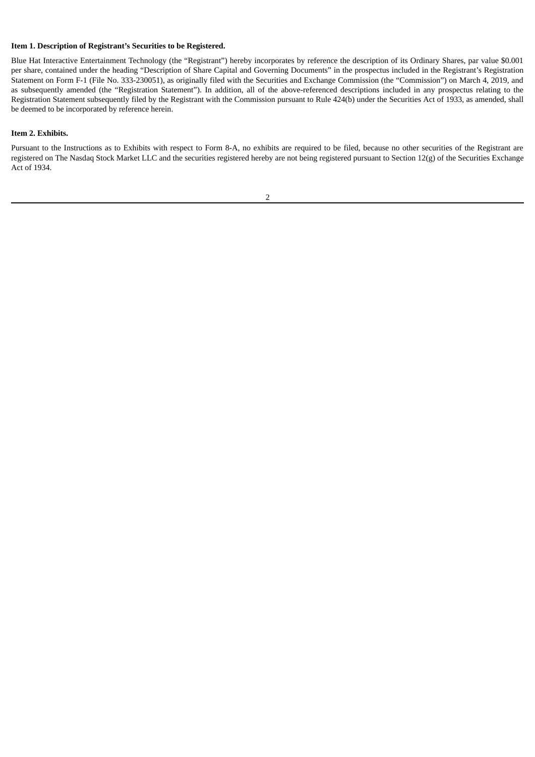**Item 1. Description of Registrant's Securities to be Registered.**

Blue Hat Interactive Entertainment Technology (the "Registrant") hereby incorporates by reference the description of its Ordinary Shares, par value $0.001 per share, contained under the heading "Description of Share Capital and Governing Documents" in the prospectus included in the Registrant's Registration Statement on Form F-1 (File No. 333-230051), as originally filed with the Securities and Exchange Commission (the "Commission") on March 4, 2019, and as subsequently amended (the "Registration Statement"). In addition, all of the above-referenced descriptions included in any prospectus relating to the Registration Statement subsequently filed by the Registrant with the Commission pursuant to Rule 424(b) under the Securities Act of 1933, as amended, shall be deemed to be incorporated by reference herein.

**Item 2. Exhibits.**

Pursuant to the Instructions as to Exhibits with respect to Form 8-A, no exhibits are required to be filed, because no other securities of the Registrant are registered on The Nasdaq Stock Market LLC and the securities registered hereby are not being registered pursuant to Section 12(g) of the Securities Exchange Act of 1934.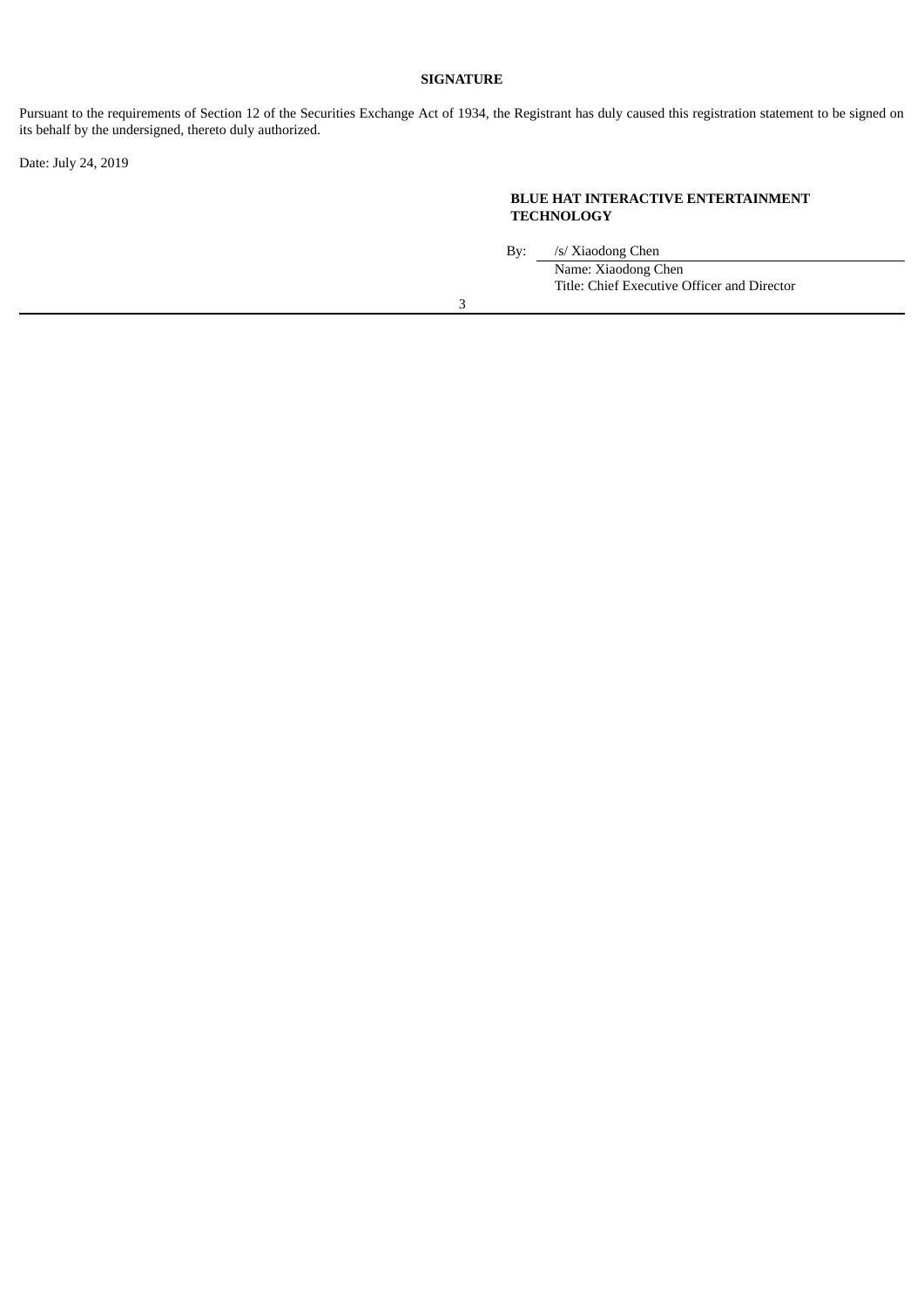**SIGNATURE**

Pursuant to the requirements of Section 12 of the Securities Exchange Act of 1934, the Registrant has duly caused this registration statement to be signed on its behalf by the undersigned, thereto duly authorized.

Date: July 24, 2019

**BLUE HAT INTERACTIVE ENTERTAINMENT TECHNOLOGY**

By: /s/ Xiaodong Chen

Name: Xiaodong Chen

Title: Chief Executive Officer and Director